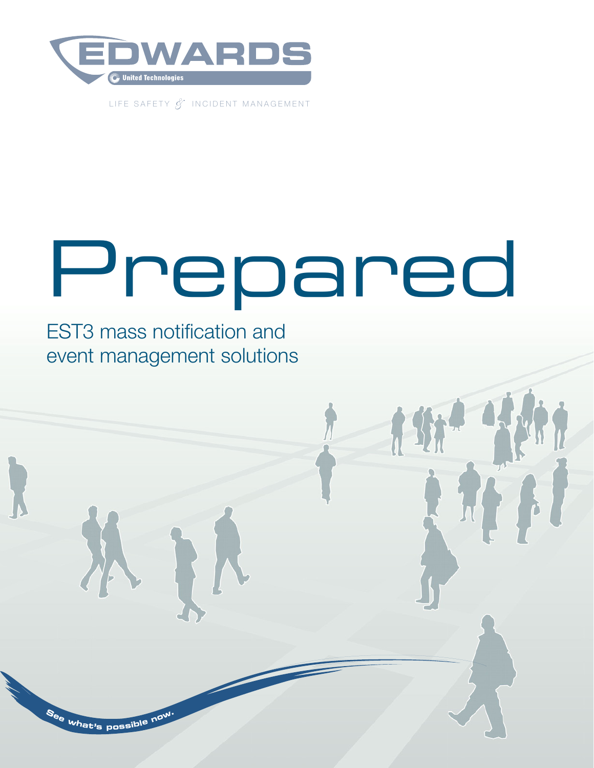EDWARDS

United Technologies

LIFE SAFETY & INCIDENT MANAGEMENT

# Prepared

## EST3 mass notification and event management solutions

See what's possible now.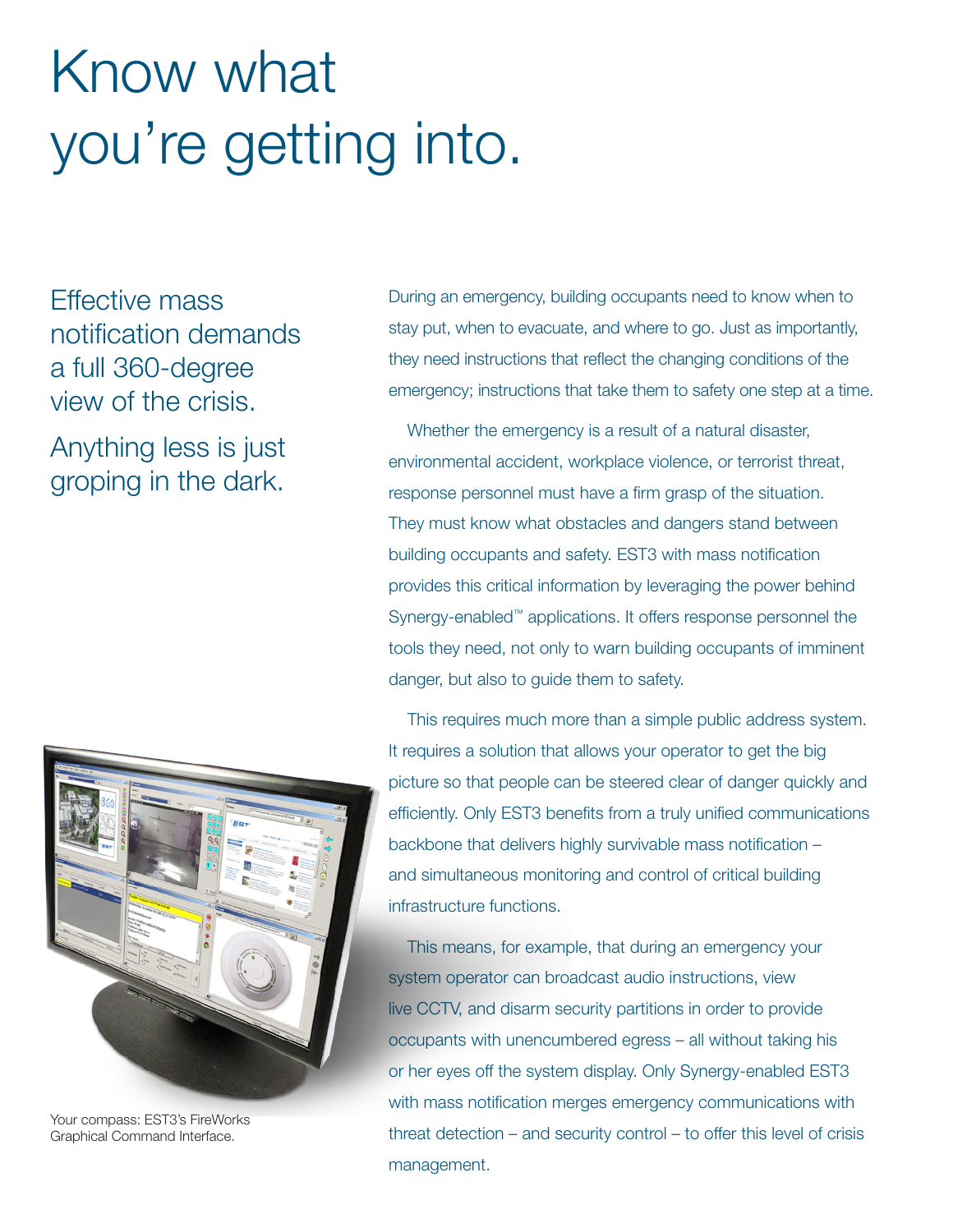# Know what you're getting into.

Effective mass notification demands a full 360-degree view of the crisis.

Anything less is just groping in the dark.

During an emergency, building occupants need to know when to stay put, when to evacuate, and where to go. Just as importantly, they need instructions that reflect the changing conditions of the emergency; instructions that take them to safety one step at a time.

Whether the emergency is a result of a natural disaster, environmental accident, workplace violence, or terrorist threat, response personnel must have a firm grasp of the situation. They must know what obstacles and dangers stand between building occupants and safety. EST3 with mass notification provides this critical information by leveraging the power behind Synergy-enabled™ applications. It offers response personnel the tools they need, not only to warn building occupants of imminent danger, but also to guide them to safety.

This requires much more than a simple public address system. It requires a solution that allows your operator to get the big picture so that people can be steered clear of danger quickly and efficiently. Only EST3 benefits from a truly unified communications backbone that delivers highly survivable mass notification – and simultaneous monitoring and control of critical building infrastructure functions.

This means, for example, that during an emergency your system operator can broadcast audio instructions, view live CCTV, and disarm security partitions in order to provide occupants with unencumbered egress – all without taking his or her eyes off the system display. Only Synergy-enabled EST3 with mass notification merges emergency communications with threat detection – and security control – to offer this level of crisis management.

Your compass: EST3's FireWorks Graphical Command Interface.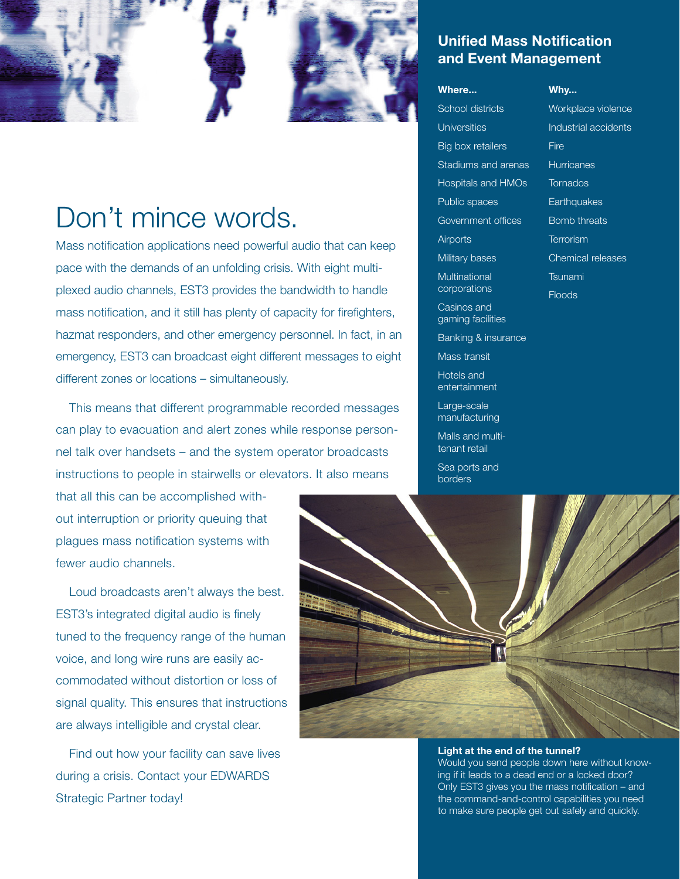# Don't mince words.

Mass notification applications need powerful audio that can keep pace with the demands of an unfolding crisis. With eight multiplexed audio channels, EST3 provides the bandwidth to handle mass notification, and it still has plenty of capacity for firefighters, hazmat responders, and other emergency personnel. In fact, in an emergency, EST3 can broadcast eight different messages to eight different zones or locations – simultaneously.

This means that different programmable recorded messages can play to evacuation and alert zones while response personnel talk over handsets – and the system operator broadcasts instructions to people in stairwells or elevators. It also means that all this can be accomplished without interruption or priority queuing that plagues mass notification systems with fewer audio channels.

Loud broadcasts aren't always the best. EST3's integrated digital audio is finely tuned to the frequency range of the human voice, and long wire runs are easily accommodated without distortion or loss of signal quality. This ensures that instructions are always intelligible and crystal clear.

Find out how your facility can save lives during a crisis. Contact your EDWARDS Strategic Partner today!

## Unified Mass Notification and Event Management

**Where...**

- School districts
- Universities
- Big box retailers
- Stadiums and arenas
- Hospitals and HMOs
- Public spaces
- Government offices
- Airports
- Military bases
- Multinational corporations
- Casinos and gaming facilities
- Banking & insurance
- Mass transit
- Hotels and entertainment
- Large-scale manufacturing
- Malls and multi-tenant retail
- Sea ports and borders

**Why...**

- Workplace violence
- Industrial accidents
- Fire
- Hurricanes
- Tornados
- Earthquakes
- Bomb threats
- Terrorism
- Chemical releases
- Tsunami
- Floods

**Light at the end of the tunnel?**
Would you send people down here without knowing if it leads to a dead end or a locked door? Only EST3 gives you the mass notification – and the command-and-control capabilities you need to make sure people get out safely and quickly.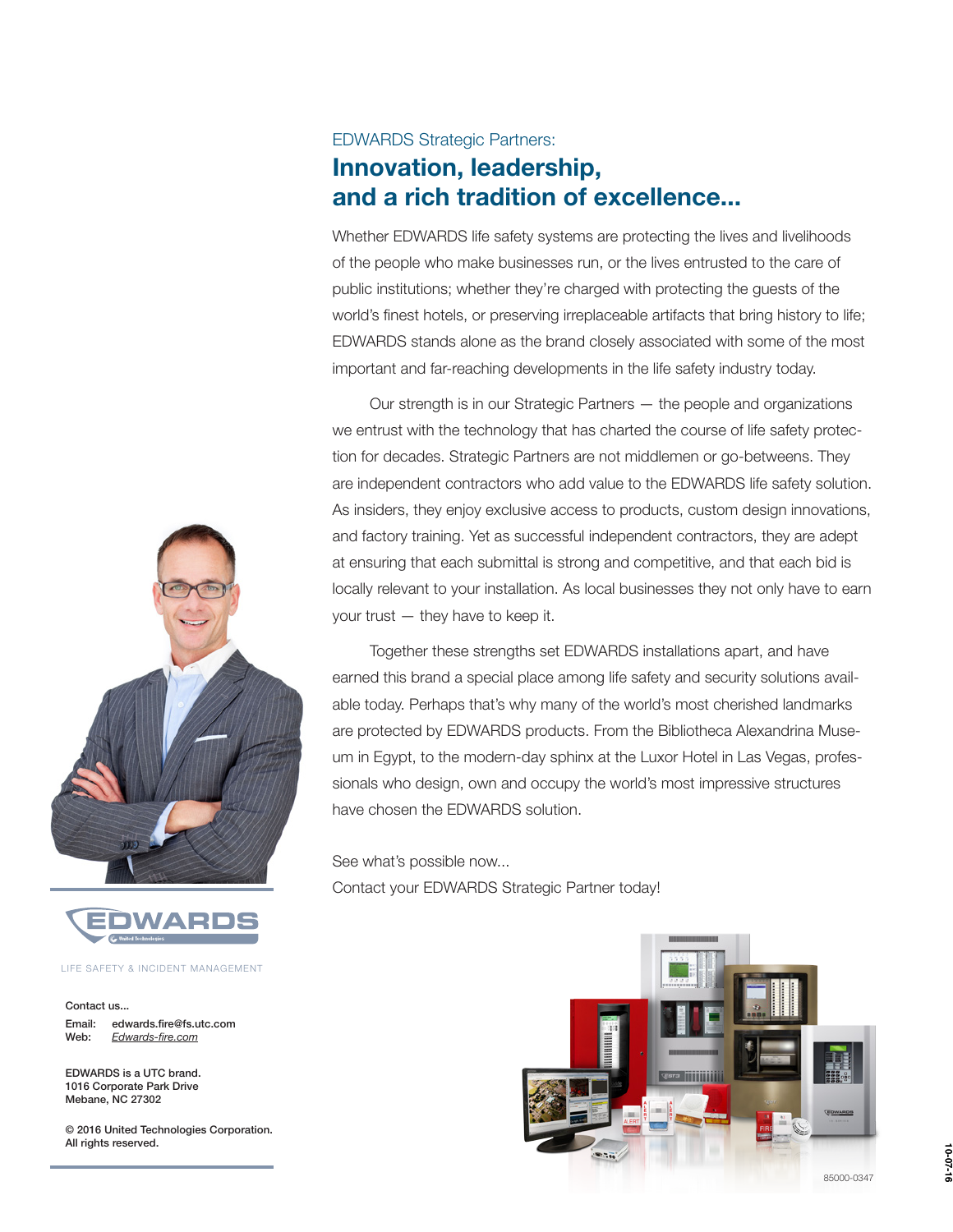EDWARDS Strategic Partners:

## Innovation, leadership, and a rich tradition of excellence...

Whether EDWARDS life safety systems are protecting the lives and livelihoods of the people who make businesses run, or the lives entrusted to the care of public institutions; whether they're charged with protecting the guests of the world's finest hotels, or preserving irreplaceable artifacts that bring history to life; EDWARDS stands alone as the brand closely associated with some of the most important and far-reaching developments in the life safety industry today.

Our strength is in our Strategic Partners — the people and organizations we entrust with the technology that has charted the course of life safety protection for decades. Strategic Partners are not middlemen or go-betweens. They are independent contractors who add value to the EDWARDS life safety solution. As insiders, they enjoy exclusive access to products, custom design innovations, and factory training. Yet as successful independent contractors, they are adept at ensuring that each submittal is strong and competitive, and that each bid is locally relevant to your installation. As local businesses they not only have to earn your trust — they have to keep it.

Together these strengths set EDWARDS installations apart, and have earned this brand a special place among life safety and security solutions available today. Perhaps that's why many of the world's most cherished landmarks are protected by EDWARDS products. From the Bibliotheca Alexandrina Museum in Egypt, to the modern-day sphinx at the Luxor Hotel in Las Vegas, professionals who design, own and occupy the world's most impressive structures have chosen the EDWARDS solution.

See what's possible now...
Contact your EDWARDS Strategic Partner today!

EDWARDS

LIFE SAFETY & INCIDENT MANAGEMENT

Contact us...

Email: edwards.fire@fs.utc.com
Web: Edwards-fire.com

EDWARDS is a UTC brand.
1016 Corporate Park Drive
Mebane, NC 27302

© 2016 United Technologies Corporation.
All rights reserved.

85000-0347

10-07-16